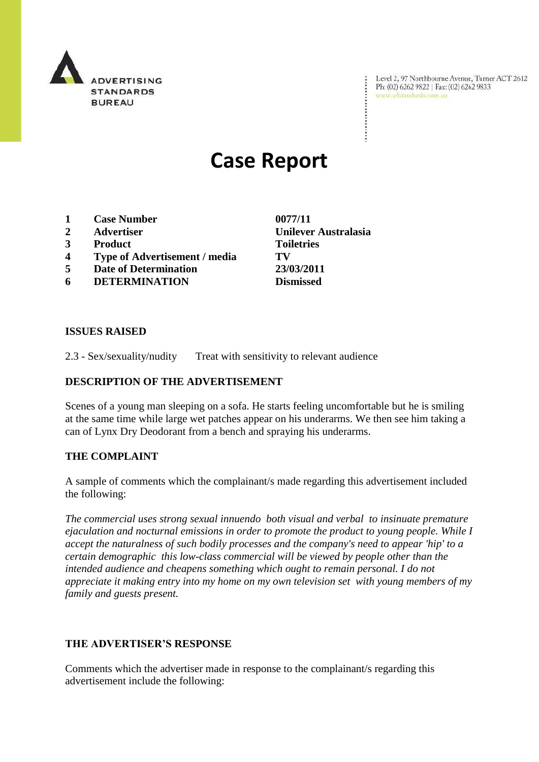ADVERTISING STANDARDS BUREAU

Level 2, 97 Northbourne Avenue, Turner ACT 2612
Ph: (02) 6262 9822 | Fax: (02) 6262 9833
www.adstandards.com.au

# Case Report

| | | |
|---|---|---|
| **1** | **Case Number** | **0077/11** |
| **2** | **Advertiser** | **Unilever Australasia** |
| **3** | **Product** | **Toiletries** |
| **4** | **Type of Advertisement / media** | **TV** |
| **5** | **Date of Determination** | **23/03/2011** |
| **6** | **DETERMINATION** | **Dismissed** |

**ISSUES RAISED**

2.3 - Sex/sexuality/nudity Treat with sensitivity to relevant audience

**DESCRIPTION OF THE ADVERTISEMENT**

Scenes of a young man sleeping on a sofa. He starts feeling uncomfortable but he is smiling at the same time while large wet patches appear on his underarms. We then see him taking a can of Lynx Dry Deodorant from a bench and spraying his underarms.

**THE COMPLAINT**

A sample of comments which the complainant/s made regarding this advertisement included the following:

*The commercial uses strong sexual innuendo both visual and verbal to insinuate premature ejaculation and nocturnal emissions in order to promote the product to young people. While I accept the naturalness of such bodily processes and the company's need to appear 'hip' to a certain demographic this low-class commercial will be viewed by people other than the intended audience and cheapens something which ought to remain personal. I do not appreciate it making entry into my home on my own television set with young members of my family and guests present.*

**THE ADVERTISER'S RESPONSE**

Comments which the advertiser made in response to the complainant/s regarding this advertisement include the following: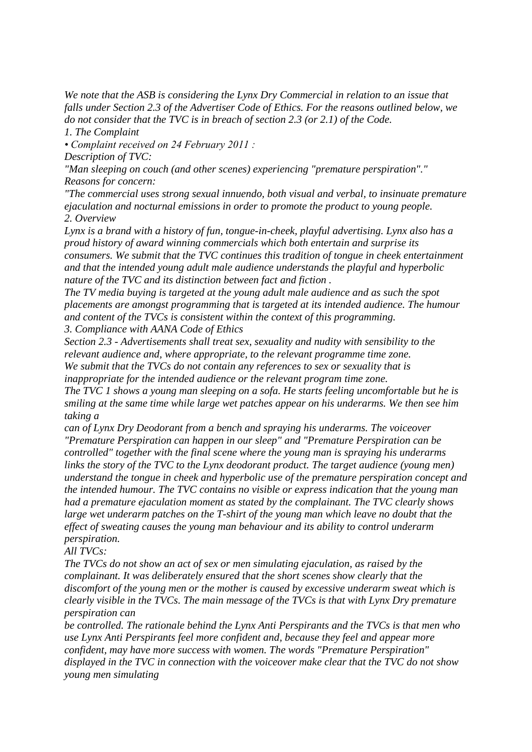*We note that the ASB is considering the Lynx Dry Commercial in relation to an issue that falls under Section 2.3 of the Advertiser Code of Ethics. For the reasons outlined below, we do not consider that the TVC is in breach of section 2.3 (or 2.1) of the Code.*

*1. The Complaint*

*• Complaint received on 24 February 2011 :*

*Description of TVC:*

*"Man sleeping on couch (and other scenes) experiencing "premature perspiration"."*

*Reasons for concern:*

*"The commercial uses strong sexual innuendo, both visual and verbal, to insinuate premature ejaculation and nocturnal emissions in order to promote the product to young people.*

*2. Overview*

*Lynx is a brand with a history of fun, tongue-in-cheek, playful advertising. Lynx also has a proud history of award winning commercials which both entertain and surprise its consumers. We submit that the TVC continues this tradition of tongue in cheek entertainment and that the intended young adult male audience understands the playful and hyperbolic nature of the TVC and its distinction between fact and fiction .*

*The TV media buying is targeted at the young adult male audience and as such the spot placements are amongst programming that is targeted at its intended audience. The humour and content of the TVCs is consistent within the context of this programming.*

*3. Compliance with AANA Code of Ethics*

*Section 2.3 - Advertisements shall treat sex, sexuality and nudity with sensibility to the relevant audience and, where appropriate, to the relevant programme time zone.*

*We submit that the TVCs do not contain any references to sex or sexuality that is inappropriate for the intended audience or the relevant program time zone.*

*The TVC 1 shows a young man sleeping on a sofa. He starts feeling uncomfortable but he is smiling at the same time while large wet patches appear on his underarms. We then see him taking a can of Lynx Dry Deodorant from a bench and spraying his underarms. The voiceover "Premature Perspiration can happen in our sleep" and "Premature Perspiration can be controlled" together with the final scene where the young man is spraying his underarms links the story of the TVC to the Lynx deodorant product. The target audience (young men) understand the tongue in cheek and hyperbolic use of the premature perspiration concept and the intended humour. The TVC contains no visible or express indication that the young man had a premature ejaculation moment as stated by the complainant. The TVC clearly shows large wet underarm patches on the T-shirt of the young man which leave no doubt that the effect of sweating causes the young man behaviour and its ability to control underarm perspiration.*

*All TVCs:*

*The TVCs do not show an act of sex or men simulating ejaculation, as raised by the complainant. It was deliberately ensured that the short scenes show clearly that the discomfort of the young men or the mother is caused by excessive underarm sweat which is clearly visible in the TVCs. The main message of the TVCs is that with Lynx Dry premature perspiration can be controlled. The rationale behind the Lynx Anti Perspirants and the TVCs is that men who use Lynx Anti Perspirants feel more confident and, because they feel and appear more confident, may have more success with women. The words "Premature Perspiration" displayed in the TVC in connection with the voiceover make clear that the TVC do not show young men simulating*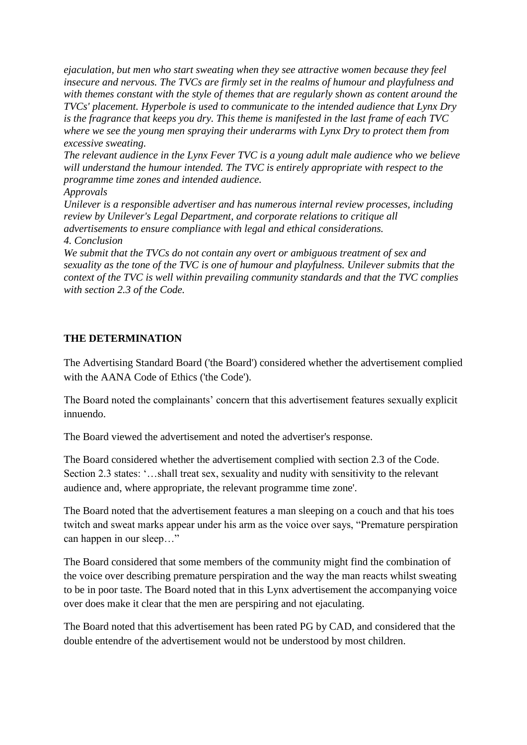*ejaculation, but men who start sweating when they see attractive women because they feel insecure and nervous. The TVCs are firmly set in the realms of humour and playfulness and with themes constant with the style of themes that are regularly shown as content around the TVCs' placement. Hyperbole is used to communicate to the intended audience that Lynx Dry is the fragrance that keeps you dry. This theme is manifested in the last frame of each TVC where we see the young men spraying their underarms with Lynx Dry to protect them from excessive sweating.*

*The relevant audience in the Lynx Fever TVC is a young adult male audience who we believe will understand the humour intended. The TVC is entirely appropriate with respect to the programme time zones and intended audience.*

*Approvals*

*Unilever is a responsible advertiser and has numerous internal review processes, including review by Unilever's Legal Department, and corporate relations to critique all advertisements to ensure compliance with legal and ethical considerations.*

*4. Conclusion*

*We submit that the TVCs do not contain any overt or ambiguous treatment of sex and sexuality as the tone of the TVC is one of humour and playfulness. Unilever submits that the context of the TVC is well within prevailing community standards and that the TVC complies with section 2.3 of the Code.*

**THE DETERMINATION**

The Advertising Standard Board ('the Board') considered whether the advertisement complied with the AANA Code of Ethics ('the Code').

The Board noted the complainants' concern that this advertisement features sexually explicit innuendo.

The Board viewed the advertisement and noted the advertiser's response.

The Board considered whether the advertisement complied with section 2.3 of the Code. Section 2.3 states: '…shall treat sex, sexuality and nudity with sensitivity to the relevant audience and, where appropriate, the relevant programme time zone'.

The Board noted that the advertisement features a man sleeping on a couch and that his toes twitch and sweat marks appear under his arm as the voice over says, "Premature perspiration can happen in our sleep…"

The Board considered that some members of the community might find the combination of the voice over describing premature perspiration and the way the man reacts whilst sweating to be in poor taste. The Board noted that in this Lynx advertisement the accompanying voice over does make it clear that the men are perspiring and not ejaculating.

The Board noted that this advertisement has been rated PG by CAD, and considered that the double entendre of the advertisement would not be understood by most children.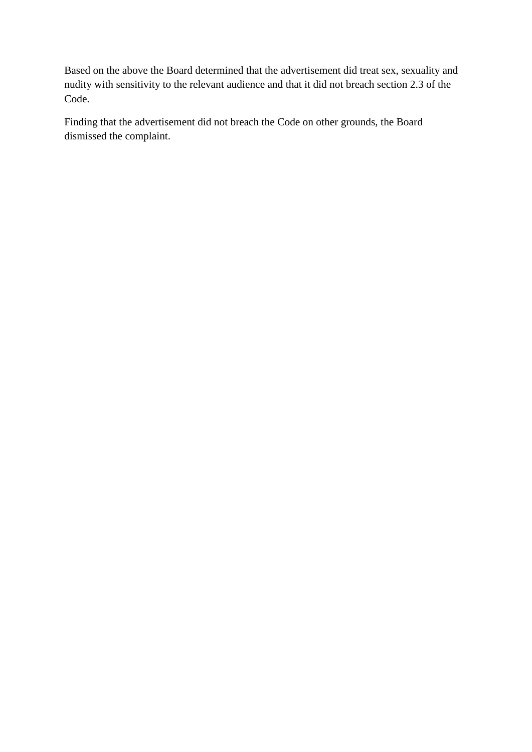Based on the above the Board determined that the advertisement did treat sex, sexuality and nudity with sensitivity to the relevant audience and that it did not breach section 2.3 of the Code.

Finding that the advertisement did not breach the Code on other grounds, the Board dismissed the complaint.